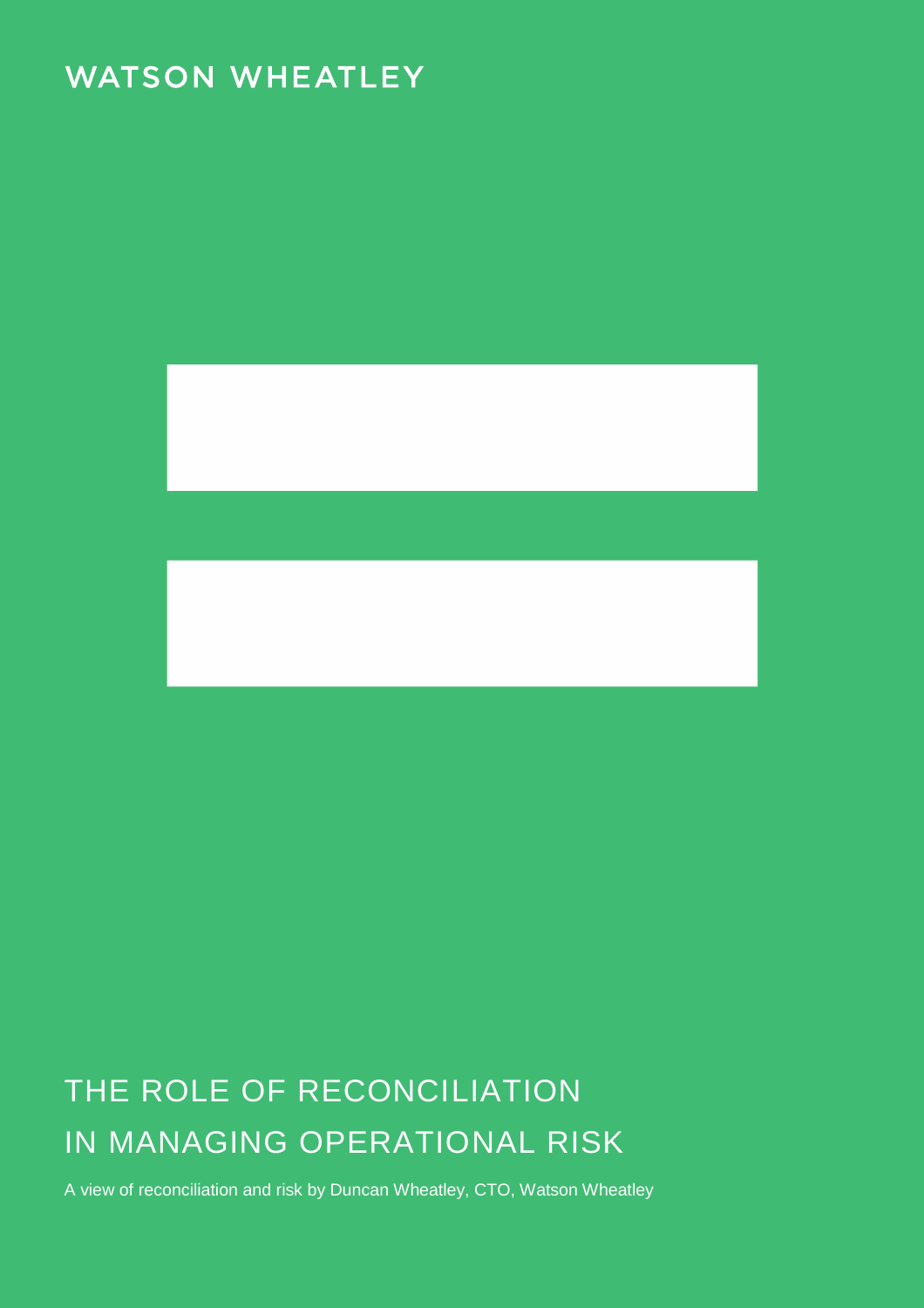WATSON WHEATLEY

# THE ROLE OF RECONCILIATION IN MANAGING OPERATIONAL RISK

A view of reconciliation and risk by Duncan Wheatley, CTO, Watson Wheatley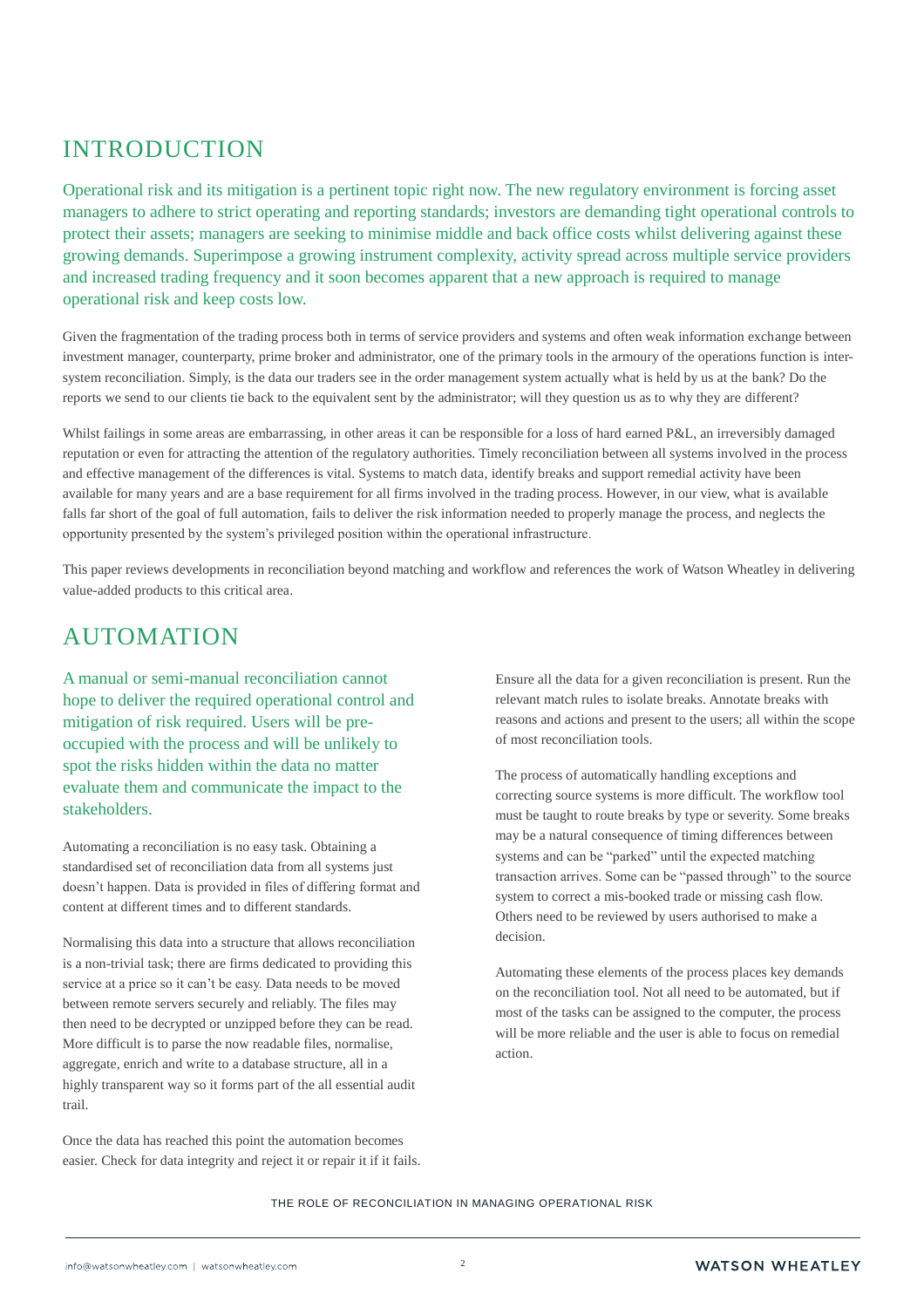## INTRODUCTION

Operational risk and its mitigation is a pertinent topic right now. The new regulatory environment is forcing asset managers to adhere to strict operating and reporting standards; investors are demanding tight operational controls to protect their assets; managers are seeking to minimise middle and back office costs whilst delivering against these growing demands. Superimpose a growing instrument complexity, activity spread across multiple service providers and increased trading frequency and it soon becomes apparent that a new approach is required to manage operational risk and keep costs low.

Given the fragmentation of the trading process both in terms of service providers and systems and often weak information exchange between investment manager, counterparty, prime broker and administrator, one of the primary tools in the armoury of the operations function is inter-system reconciliation. Simply, is the data our traders see in the order management system actually what is held by us at the bank? Do the reports we send to our clients tie back to the equivalent sent by the administrator; will they question us as to why they are different?

Whilst failings in some areas are embarrassing, in other areas it can be responsible for a loss of hard earned P&L, an irreversibly damaged reputation or even for attracting the attention of the regulatory authorities. Timely reconciliation between all systems involved in the process and effective management of the differences is vital. Systems to match data, identify breaks and support remedial activity have been available for many years and are a base requirement for all firms involved in the trading process. However, in our view, what is available falls far short of the goal of full automation, fails to deliver the risk information needed to properly manage the process, and neglects the opportunity presented by the system's privileged position within the operational infrastructure.

This paper reviews developments in reconciliation beyond matching and workflow and references the work of Watson Wheatley in delivering value-added products to this critical area.

## AUTOMATION

A manual or semi-manual reconciliation cannot hope to deliver the required operational control and mitigation of risk required. Users will be pre-occupied with the process and will be unlikely to spot the risks hidden within the data no matter evaluate them and communicate the impact to the stakeholders.

Automating a reconciliation is no easy task. Obtaining a standardised set of reconciliation data from all systems just doesn't happen. Data is provided in files of differing format and content at different times and to different standards.

Normalising this data into a structure that allows reconciliation is a non-trivial task; there are firms dedicated to providing this service at a price so it can't be easy. Data needs to be moved between remote servers securely and reliably. The files may then need to be decrypted or unzipped before they can be read. More difficult is to parse the now readable files, normalise, aggregate, enrich and write to a database structure, all in a highly transparent way so it forms part of the all essential audit trail.

Once the data has reached this point the automation becomes easier. Check for data integrity and reject it or repair it if it fails. Ensure all the data for a given reconciliation is present. Run the relevant match rules to isolate breaks. Annotate breaks with reasons and actions and present to the users; all within the scope of most reconciliation tools.

The process of automatically handling exceptions and correcting source systems is more difficult. The workflow tool must be taught to route breaks by type or severity. Some breaks may be a natural consequence of timing differences between systems and can be "parked" until the expected matching transaction arrives. Some can be "passed through" to the source system to correct a mis-booked trade or missing cash flow. Others need to be reviewed by users authorised to make a decision.

Automating these elements of the process places key demands on the reconciliation tool. Not all need to be automated, but if most of the tasks can be assigned to the computer, the process will be more reliable and the user is able to focus on remedial action.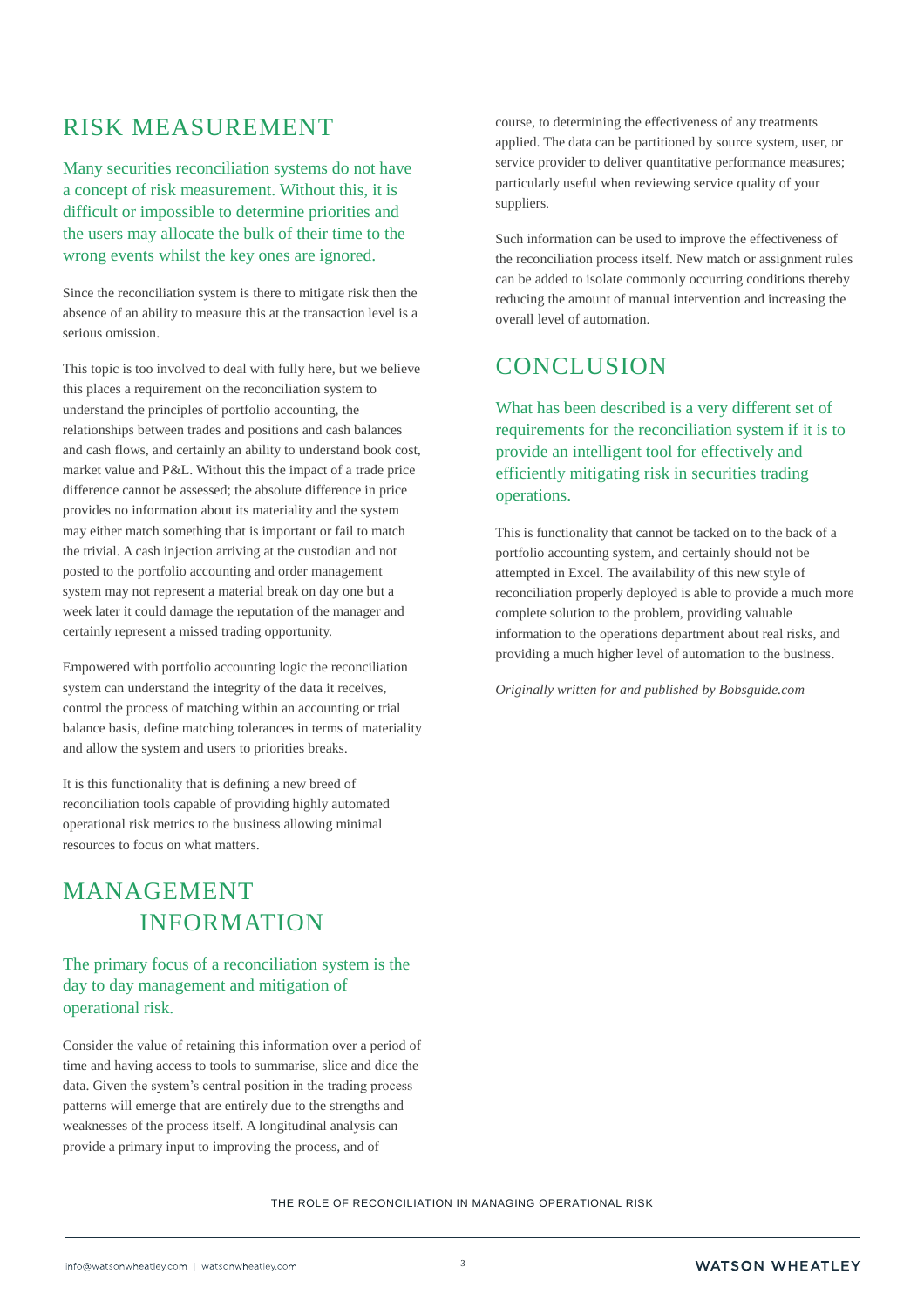## RISK MEASUREMENT

Many securities reconciliation systems do not have a concept of risk measurement. Without this, it is difficult or impossible to determine priorities and the users may allocate the bulk of their time to the wrong events whilst the key ones are ignored.

Since the reconciliation system is there to mitigate risk then the absence of an ability to measure this at the transaction level is a serious omission.

This topic is too involved to deal with fully here, but we believe this places a requirement on the reconciliation system to understand the principles of portfolio accounting, the relationships between trades and positions and cash balances and cash flows, and certainly an ability to understand book cost, market value and P&L. Without this the impact of a trade price difference cannot be assessed; the absolute difference in price provides no information about its materiality and the system may either match something that is important or fail to match the trivial. A cash injection arriving at the custodian and not posted to the portfolio accounting and order management system may not represent a material break on day one but a week later it could damage the reputation of the manager and certainly represent a missed trading opportunity.

Empowered with portfolio accounting logic the reconciliation system can understand the integrity of the data it receives, control the process of matching within an accounting or trial balance basis, define matching tolerances in terms of materiality and allow the system and users to priorities breaks.

It is this functionality that is defining a new breed of reconciliation tools capable of providing highly automated operational risk metrics to the business allowing minimal resources to focus on what matters.

## MANAGEMENT INFORMATION

The primary focus of a reconciliation system is the day to day management and mitigation of operational risk.

Consider the value of retaining this information over a period of time and having access to tools to summarise, slice and dice the data. Given the system's central position in the trading process patterns will emerge that are entirely due to the strengths and weaknesses of the process itself. A longitudinal analysis can provide a primary input to improving the process, and of course, to determining the effectiveness of any treatments applied. The data can be partitioned by source system, user, or service provider to deliver quantitative performance measures; particularly useful when reviewing service quality of your suppliers.

Such information can be used to improve the effectiveness of the reconciliation process itself. New match or assignment rules can be added to isolate commonly occurring conditions thereby reducing the amount of manual intervention and increasing the overall level of automation.

## CONCLUSION

What has been described is a very different set of requirements for the reconciliation system if it is to provide an intelligent tool for effectively and efficiently mitigating risk in securities trading operations.

This is functionality that cannot be tacked on to the back of a portfolio accounting system, and certainly should not be attempted in Excel. The availability of this new style of reconciliation properly deployed is able to provide a much more complete solution to the problem, providing valuable information to the operations department about real risks, and providing a much higher level of automation to the business.

*Originally written for and published by Bobsguide.com*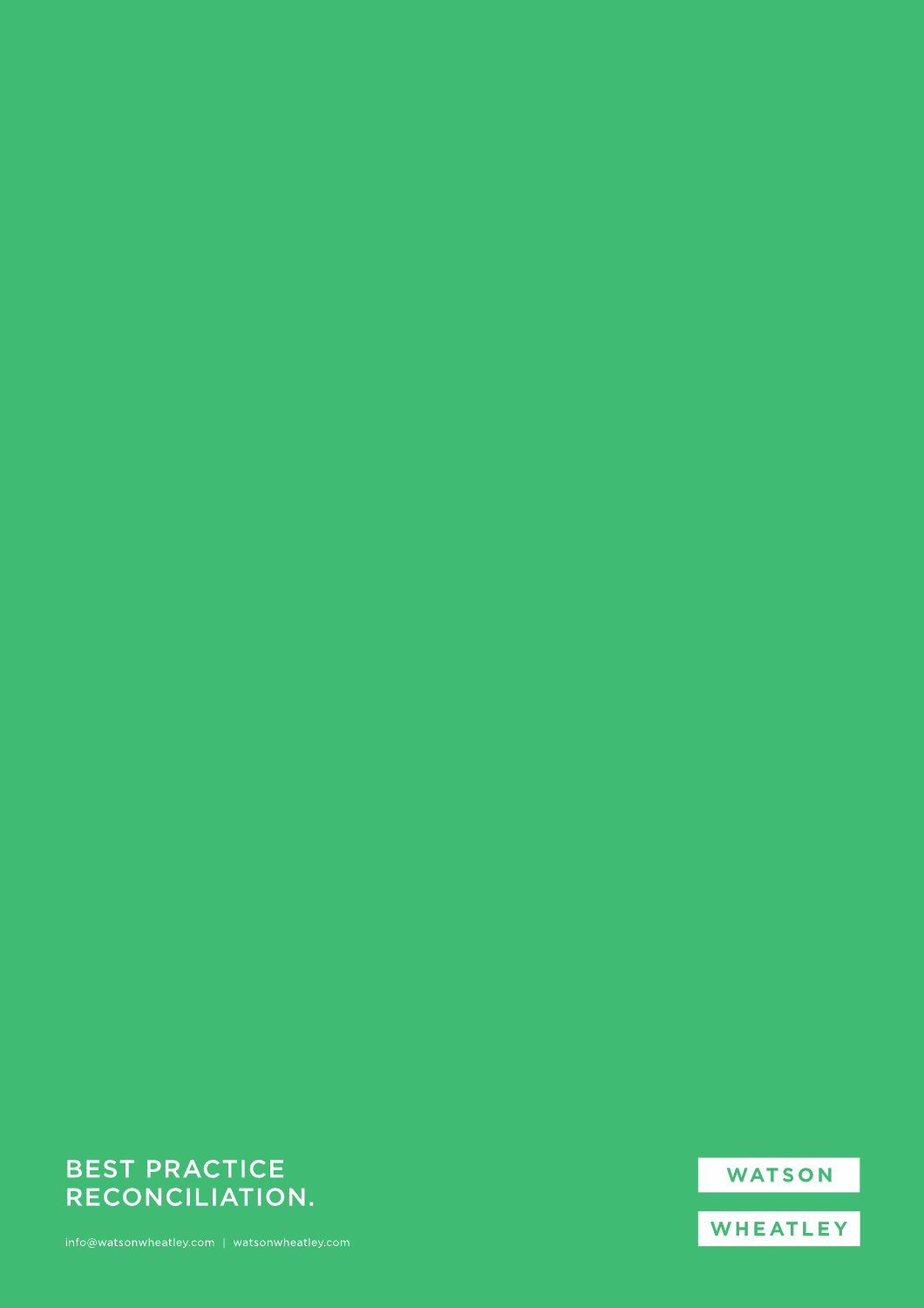BEST PRACTICE
RECONCILIATION.

info@watsonwheatley.com | watsonwheatley.com

WATSON

WHEATLEY